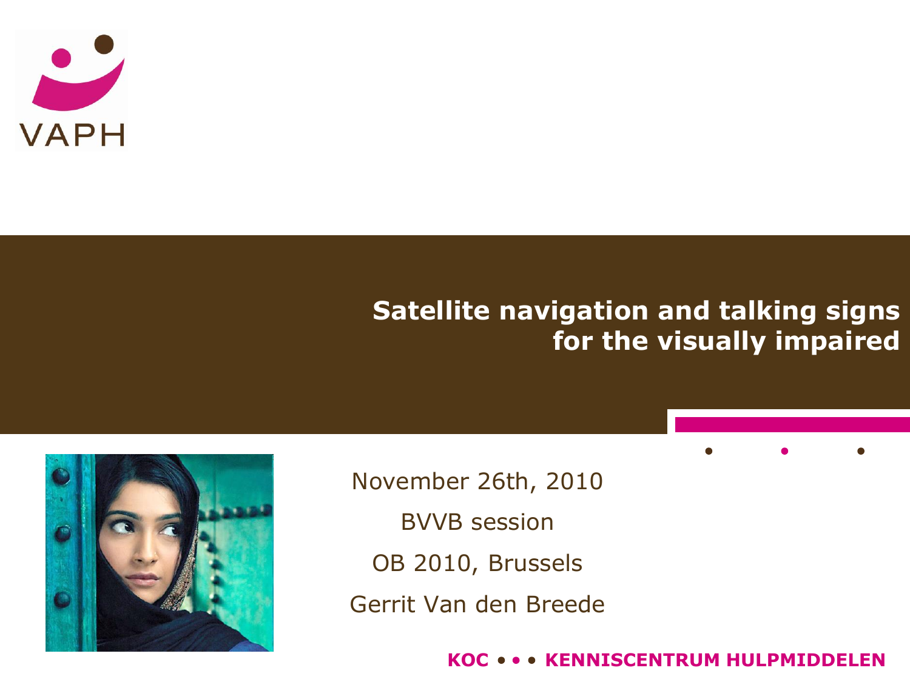VAPH

# Satellite navigation and talking signs for the visually impaired

November 26th, 2010

BVVB session

OB 2010, Brussels

Gerrit Van den Breede

**KOC • • • KENNISCENTRUM HULPMIDDELEN**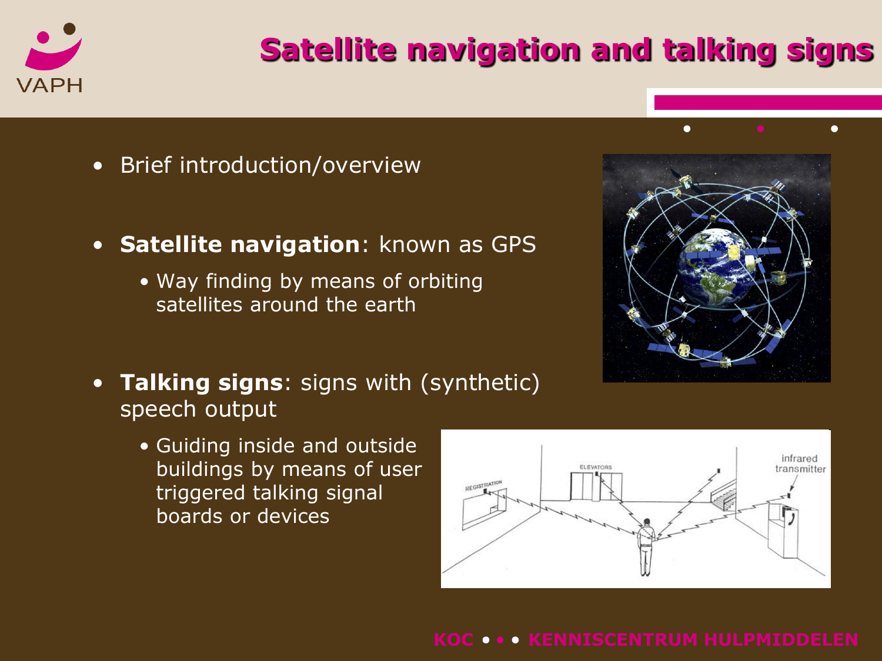# Satellite navigation and talking signs

- Brief introduction/overview

- **Satellite navigation**: known as GPS
  - Way finding by means of orbiting satellites around the earth

- **Talking signs**: signs with (synthetic) speech output
  - Guiding inside and outside buildings by means of user triggered talking signal boards or devices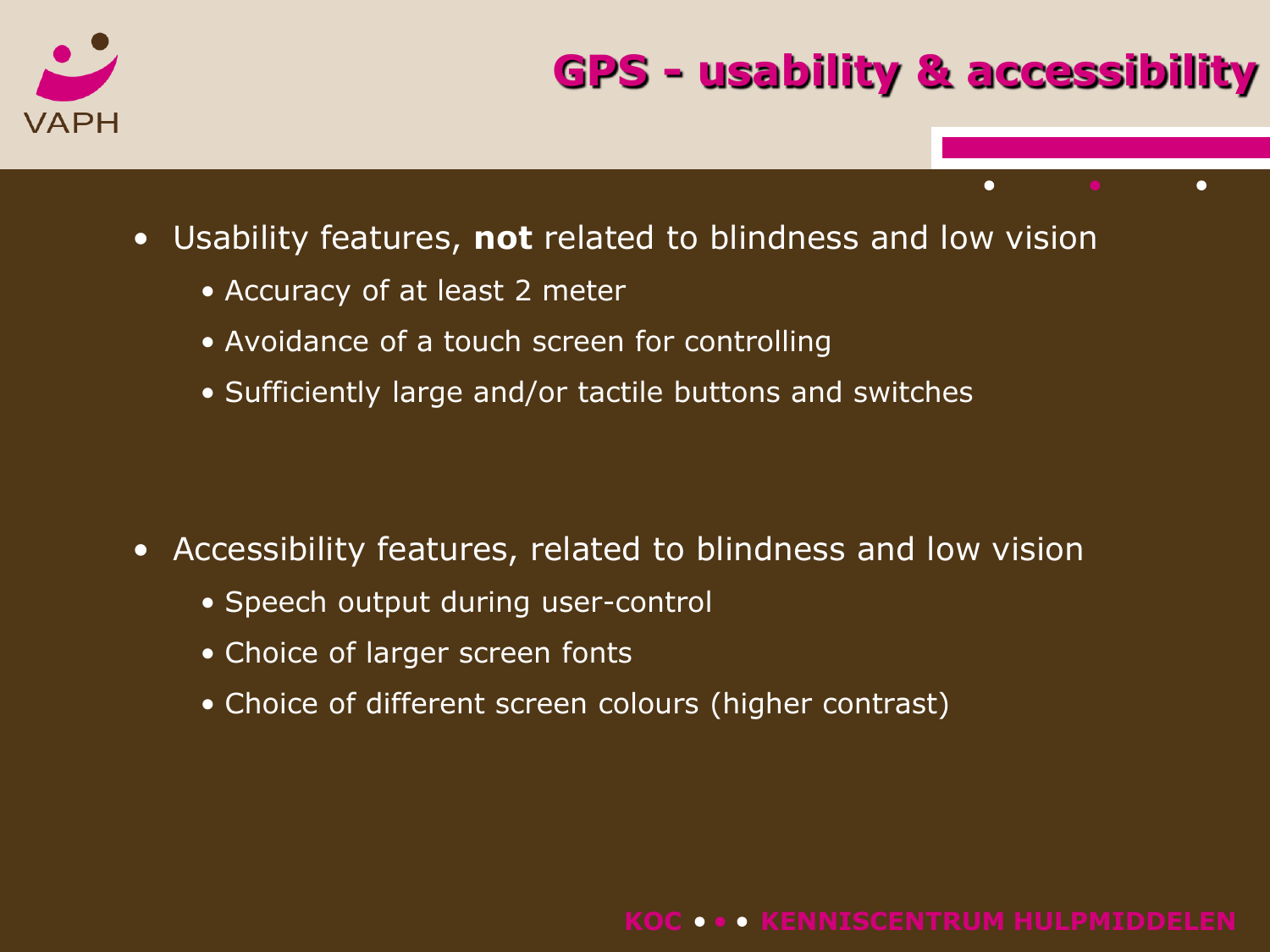# GPS - usability & accessibility

- Usability features, **not** related to blindness and low vision
  - Accuracy of at least 2 meter
  - Avoidance of a touch screen for controlling
  - Sufficiently large and/or tactile buttons and switches

- Accessibility features, related to blindness and low vision
  - Speech output during user-control
  - Choice of larger screen fonts
  - Choice of different screen colours (higher contrast)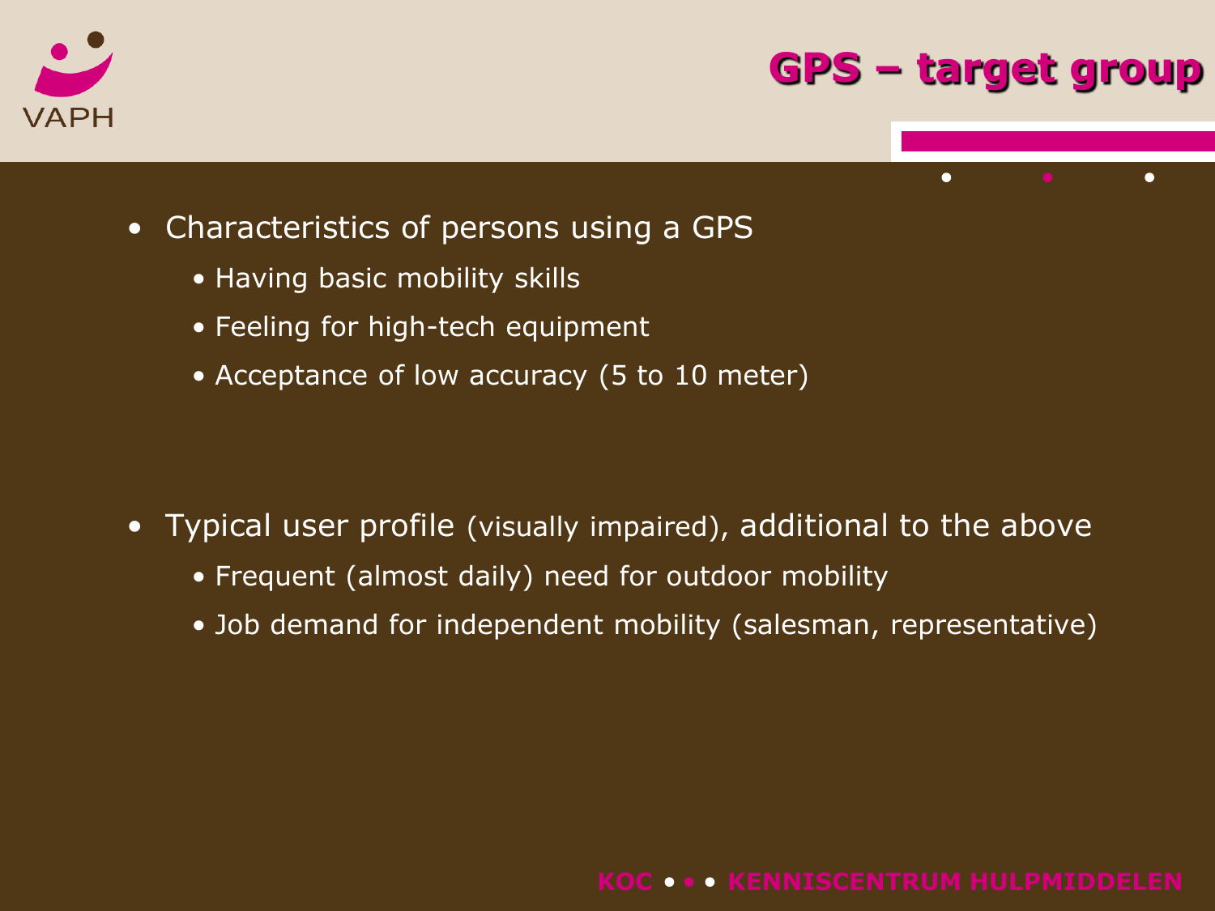# GPS – target group

- Characteristics of persons using a GPS
  - Having basic mobility skills
  - Feeling for high-tech equipment
  - Acceptance of low accuracy (5 to 10 meter)

- Typical user profile (visually impaired), additional to the above
  - Frequent (almost daily) need for outdoor mobility
  - Job demand for independent mobility (salesman, representative)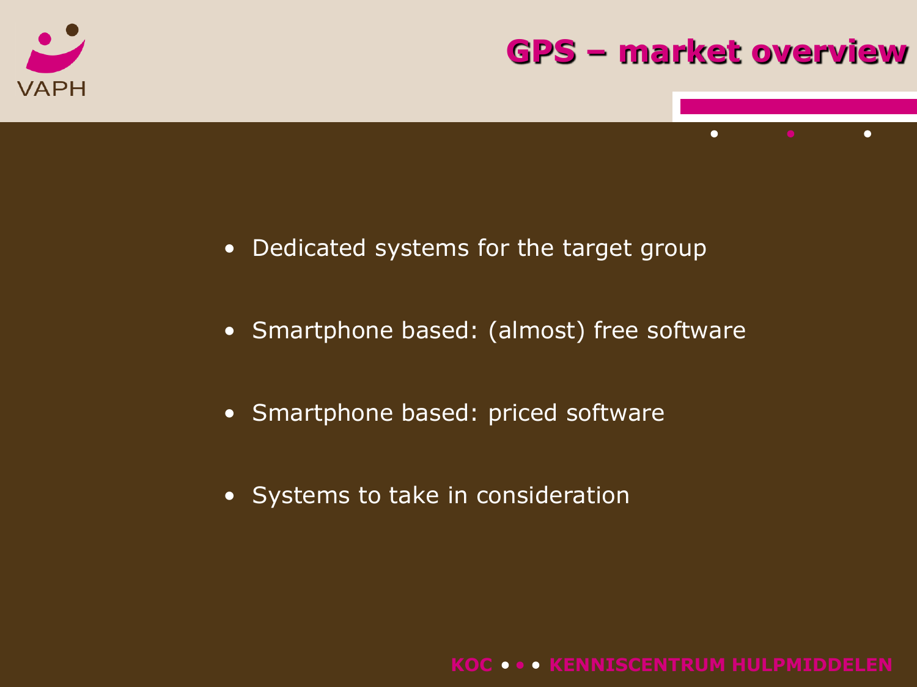# GPS – market overview

- Dedicated systems for the target group
- Smartphone based: (almost) free software
- Smartphone based: priced software
- Systems to take in consideration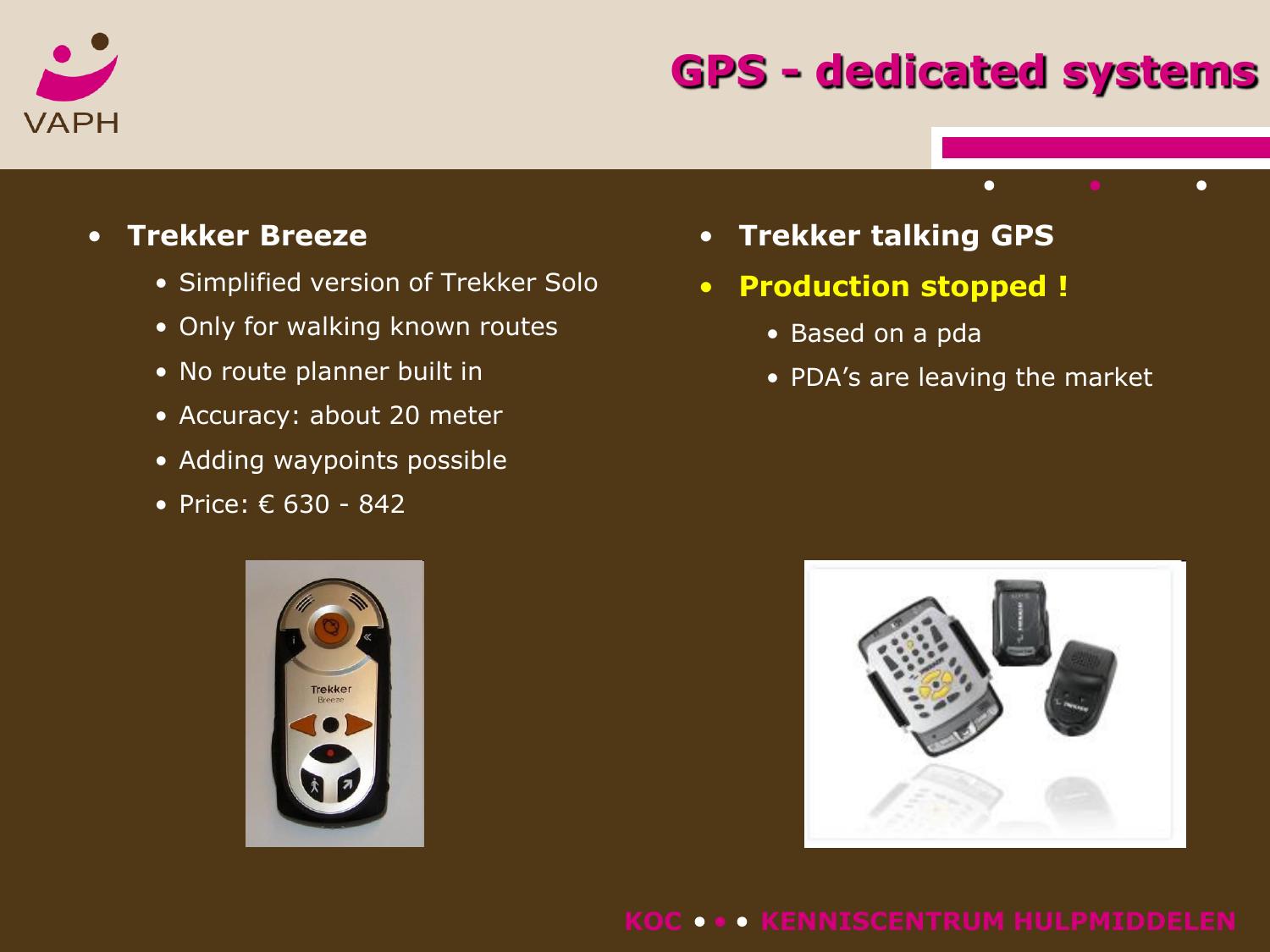# GPS - dedicated systems

- **Trekker Breeze**
  - Simplified version of Trekker Solo
  - Only for walking known routes
  - No route planner built in
  - Accuracy: about 20 meter
  - Adding waypoints possible
  - Price: € 630 - 842

- **Trekker talking GPS**
- **Production stopped !**
  - Based on a pda
  - PDA's are leaving the market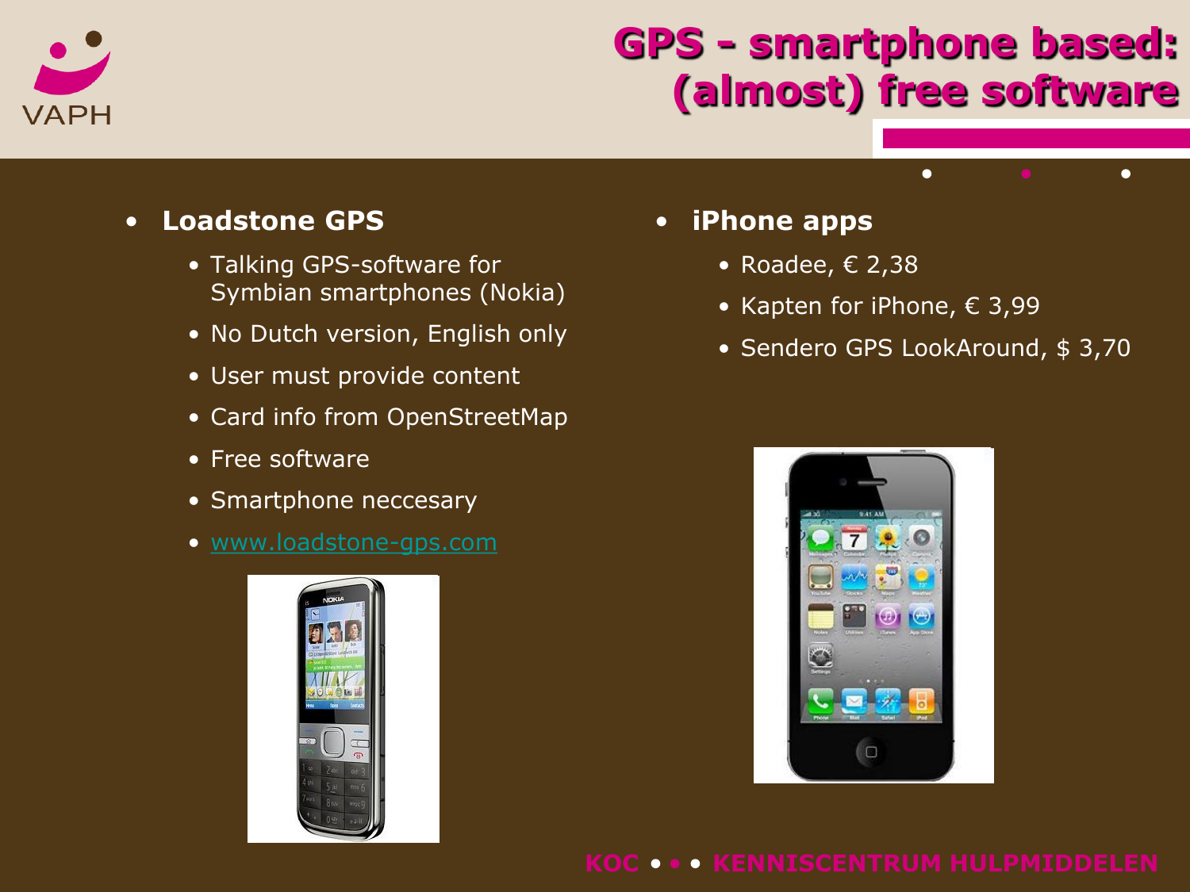# GPS - smartphone based: (almost) free software

- **Loadstone GPS**
  - Talking GPS-software for Symbian smartphones (Nokia)
  - No Dutch version, English only
  - User must provide content
  - Card info from OpenStreetMap
  - Free software
  - Smartphone neccesary
  - www.loadstone-gps.com

- **iPhone apps**
  - Roadee, € 2,38
  - Kapten for iPhone, € 3,99
  - Sendero GPS LookAround, $ 3,70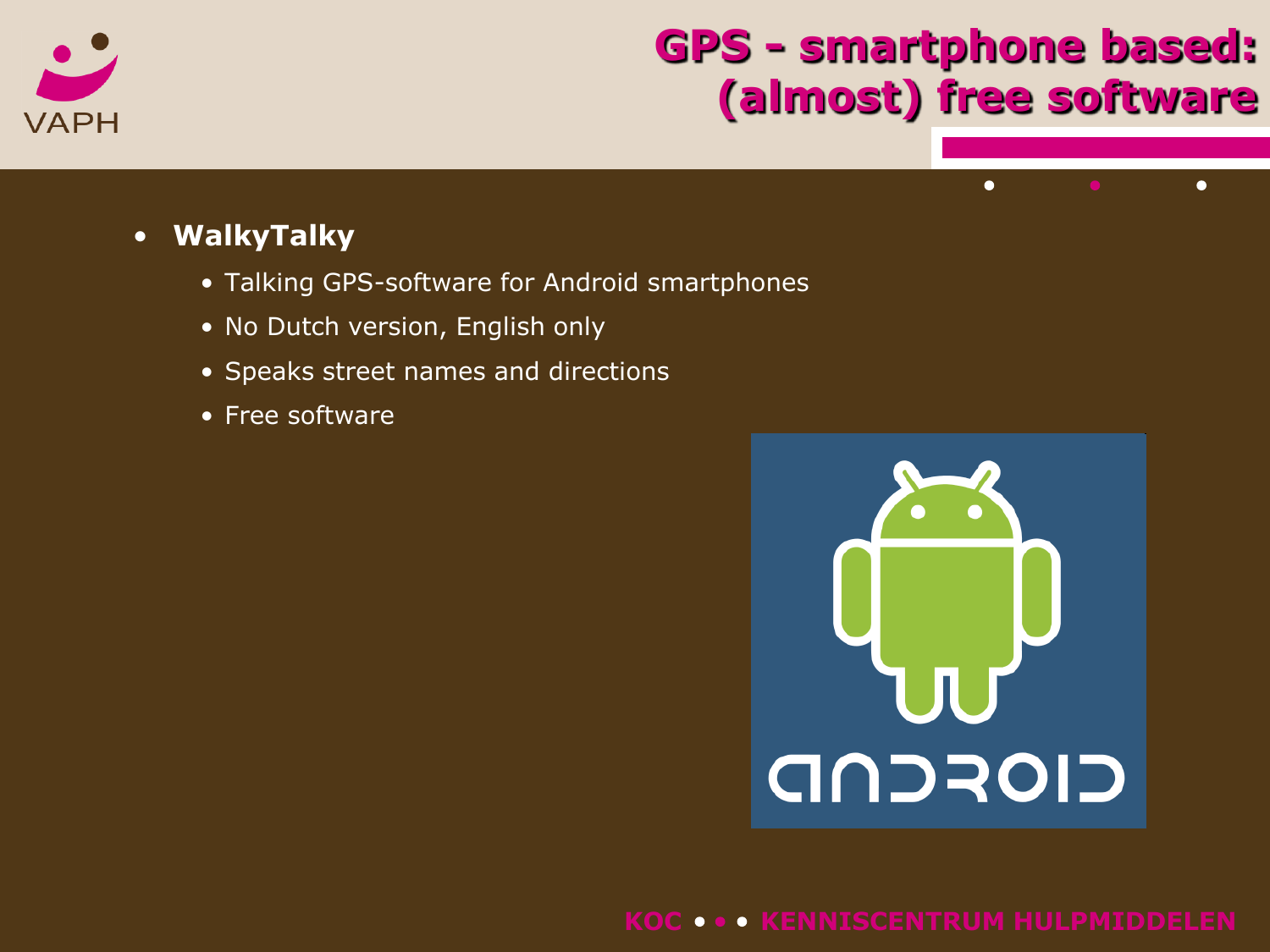# GPS - smartphone based: (almost) free software

- **WalkyTalky**
  - Talking GPS-software for Android smartphones
  - No Dutch version, English only
  - Speaks street names and directions
  - Free software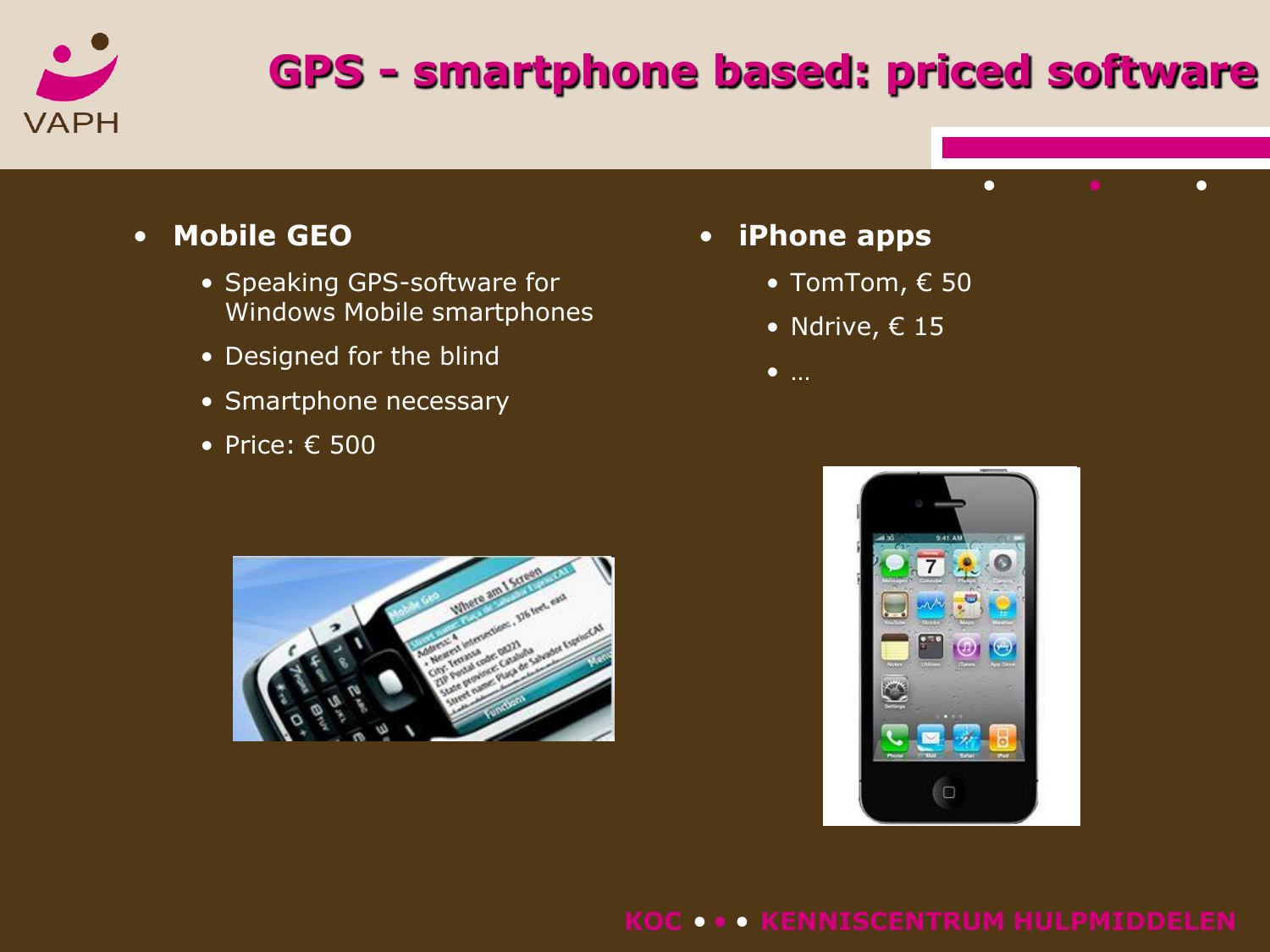# GPS - smartphone based: priced software

- **Mobile GEO**
  - Speaking GPS-software for Windows Mobile smartphones
  - Designed for the blind
  - Smartphone necessary
  - Price: € 500

- **iPhone apps**
  - TomTom, € 50
  - Ndrive, € 15
  - …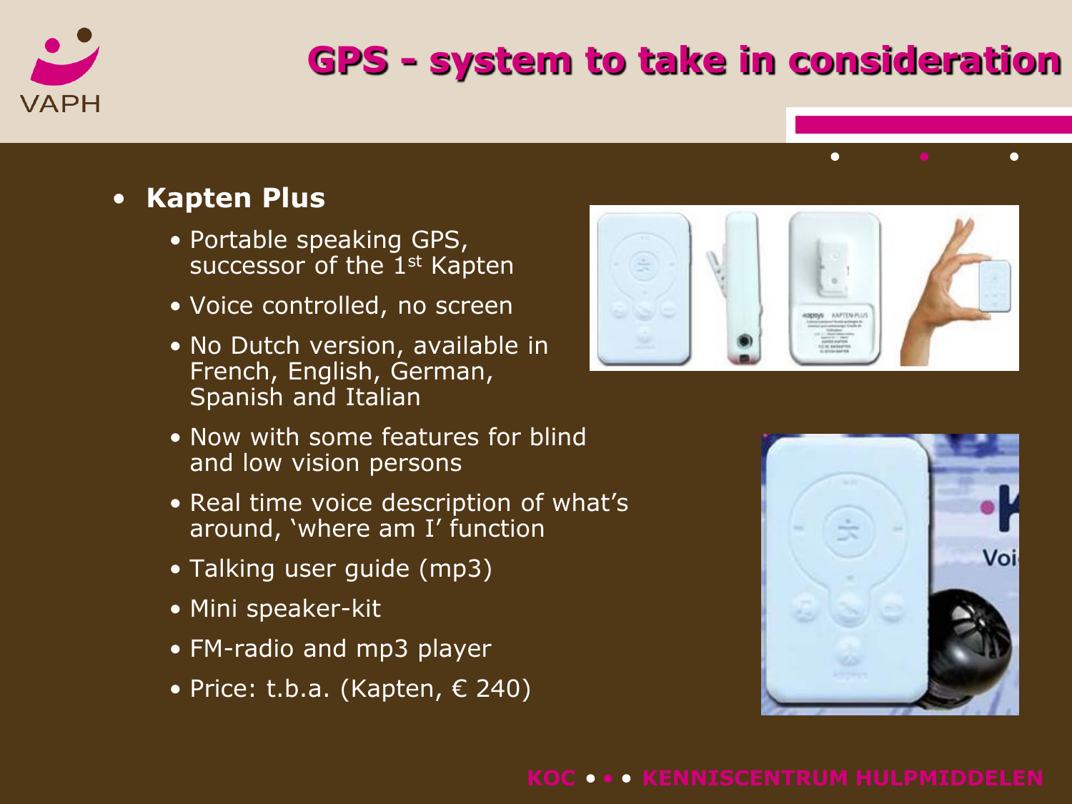# GPS - system to take in consideration

- **Kapten Plus**
  - Portable speaking GPS, successor of the 1st Kapten
  - Voice controlled, no screen
  - No Dutch version, available in French, English, German, Spanish and Italian
  - Now with some features for blind and low vision persons
  - Real time voice description of what's around, 'where am I' function
  - Talking user guide (mp3)
  - Mini speaker-kit
  - FM-radio and mp3 player
  - Price: t.b.a. (Kapten, € 240)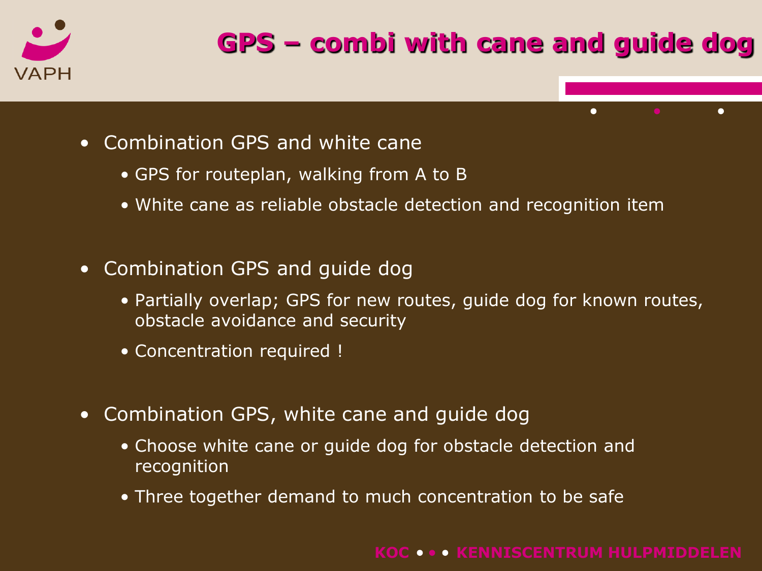# GPS – combi with cane and guide dog

- Combination GPS and white cane
  - GPS for routeplan, walking from A to B
  - White cane as reliable obstacle detection and recognition item
- Combination GPS and guide dog
  - Partially overlap; GPS for new routes, guide dog for known routes, obstacle avoidance and security
  - Concentration required !
- Combination GPS, white cane and guide dog
  - Choose white cane or guide dog for obstacle detection and recognition
  - Three together demand to much concentration to be safe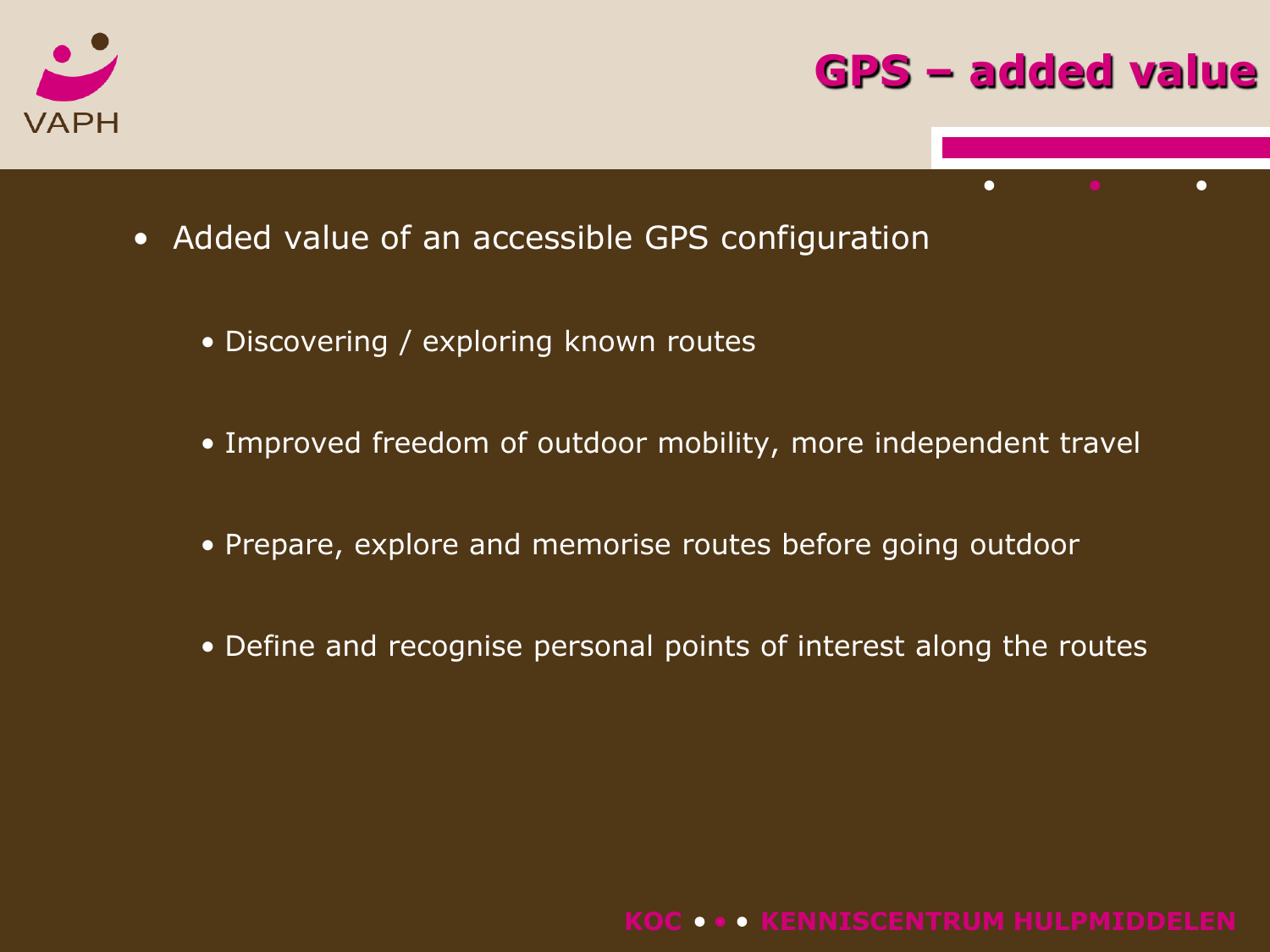# GPS – added value

- Added value of an accessible GPS configuration
  - Discovering / exploring known routes
  - Improved freedom of outdoor mobility, more independent travel
  - Prepare, explore and memorise routes before going outdoor
  - Define and recognise personal points of interest along the routes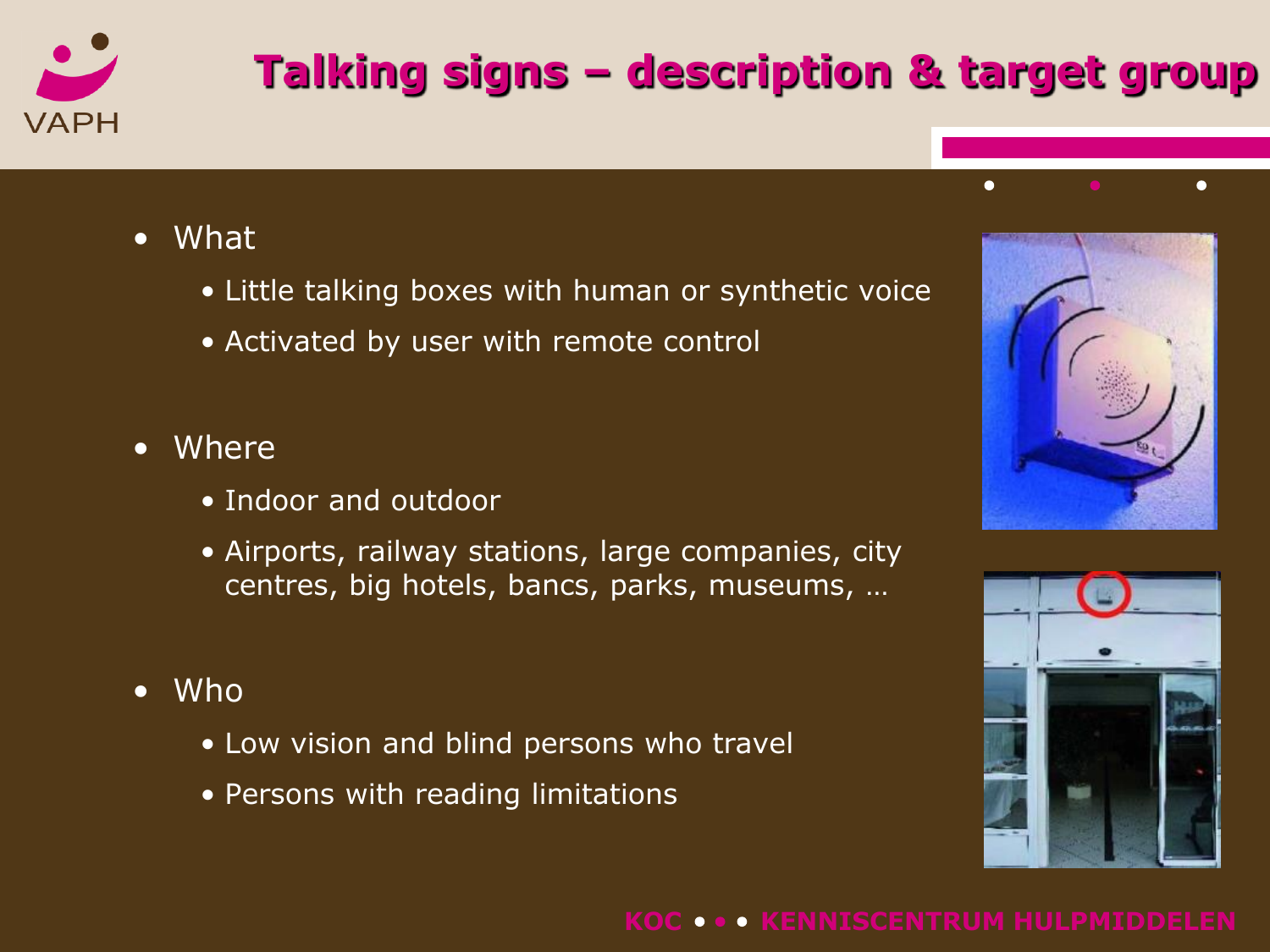# Talking signs – description & target group

- What
  - Little talking boxes with human or synthetic voice
  - Activated by user with remote control
- Where
  - Indoor and outdoor
  - Airports, railway stations, large companies, city centres, big hotels, bancs, parks, museums, …
- Who
  - Low vision and blind persons who travel
  - Persons with reading limitations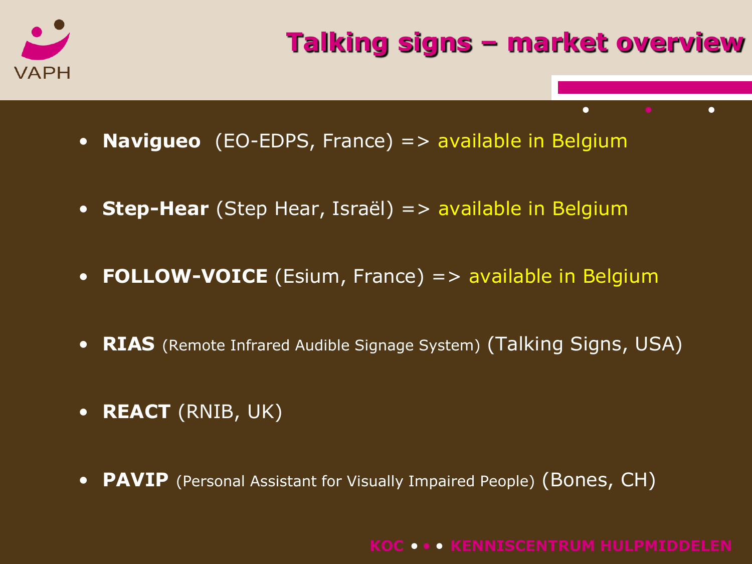# Talking signs – market overview

- **Navigueo** (EO-EDPS, France) => available in Belgium
- **Step-Hear** (Step Hear, Israël) => available in Belgium
- **FOLLOW-VOICE** (Esium, France) => available in Belgium
- **RIAS** (Remote Infrared Audible Signage System) (Talking Signs, USA)
- **REACT** (RNIB, UK)
- **PAVIP** (Personal Assistant for Visually Impaired People) (Bones, CH)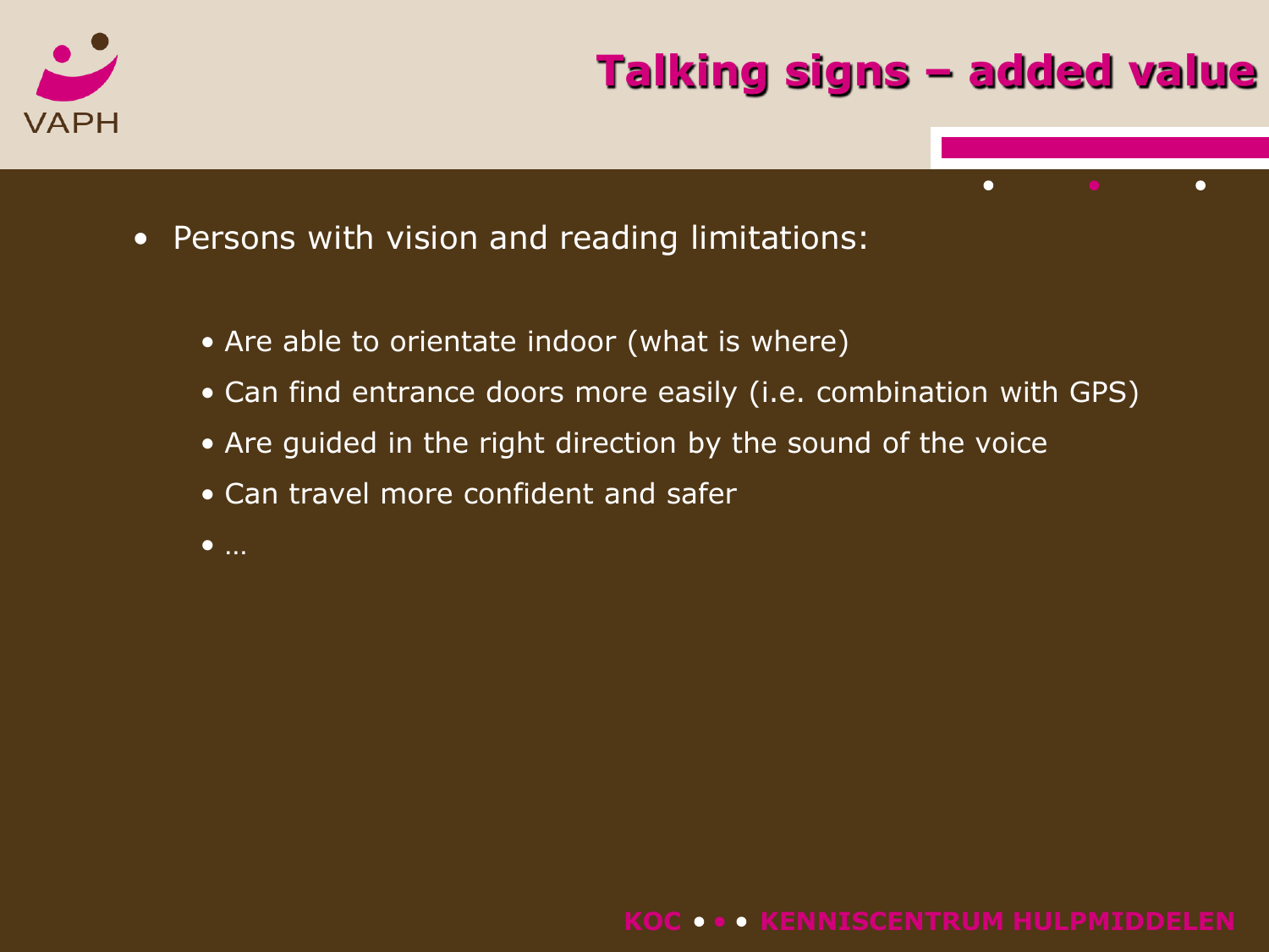# Talking signs – added value

- Persons with vision and reading limitations:
  - Are able to orientate indoor (what is where)
  - Can find entrance doors more easily (i.e. combination with GPS)
  - Are guided in the right direction by the sound of the voice
  - Can travel more confident and safer
  - …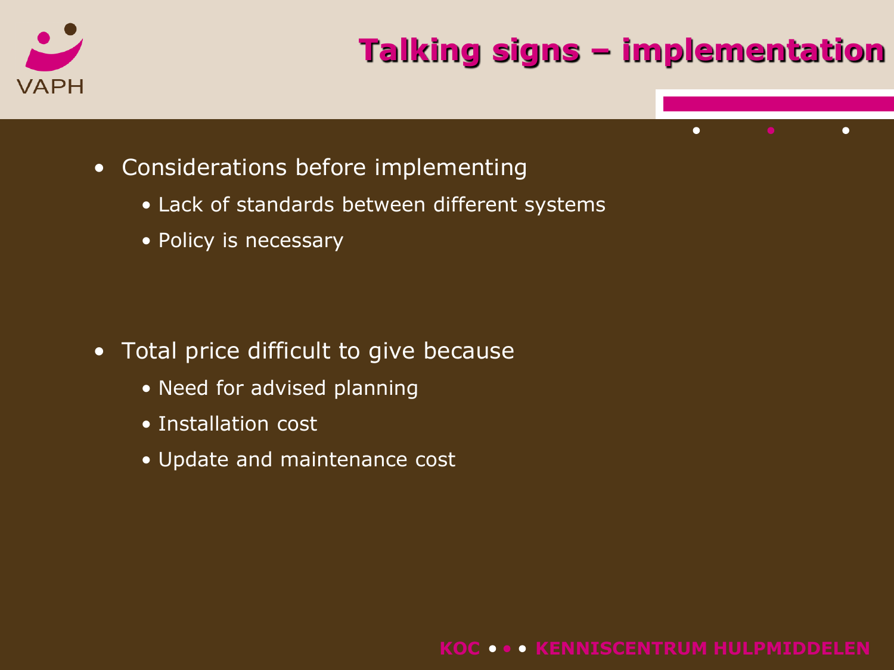# Talking signs – implementation

- Considerations before implementing
  - Lack of standards between different systems
  - Policy is necessary

- Total price difficult to give because
  - Need for advised planning
  - Installation cost
  - Update and maintenance cost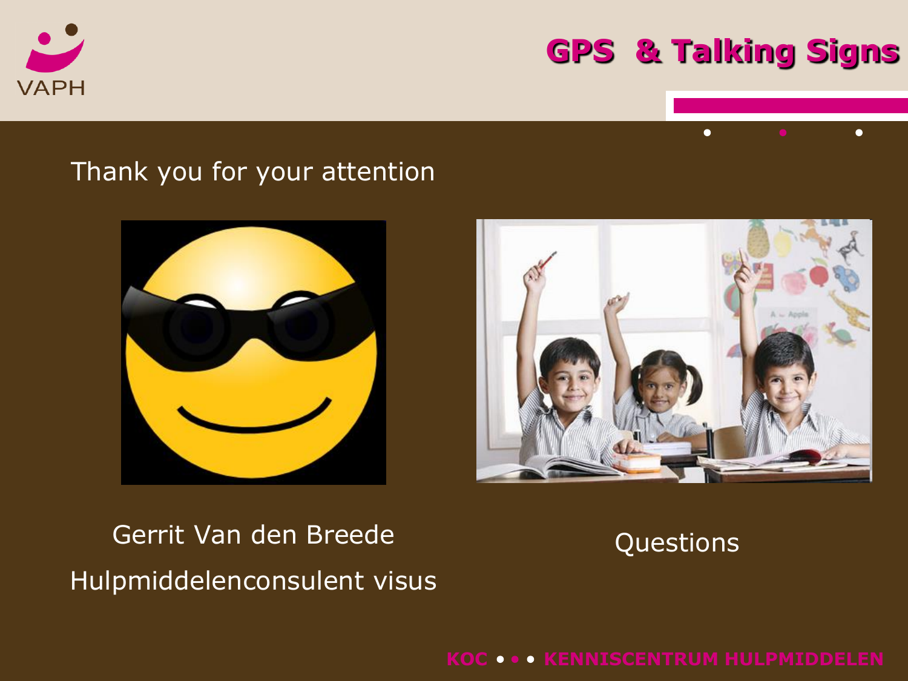## GPS & Talking Signs

Thank you for your attention

Gerrit Van den Breede

Hulpmiddelenconsulent visus

Questions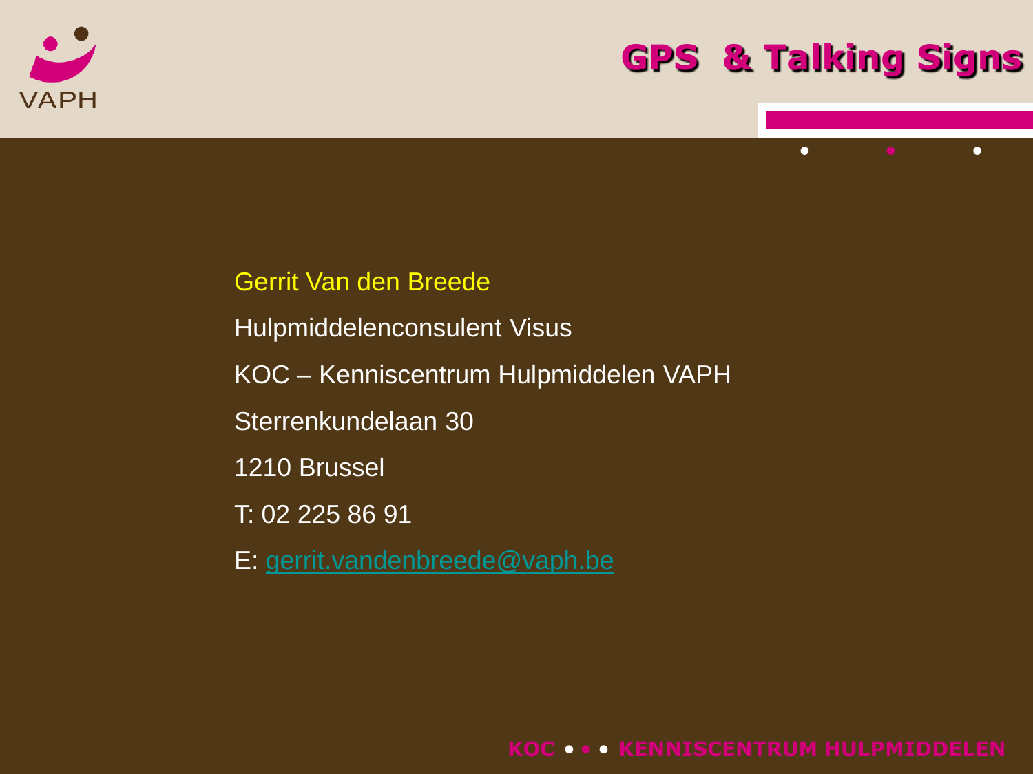Gerrit Van den Breede

Hulpmiddelenconsulent Visus

KOC – Kenniscentrum Hulpmiddelen VAPH

Sterrenkundelaan 30

1210 Brussel

T: 02 225 86 91

E: gerrit.vandenbreede@vaph.be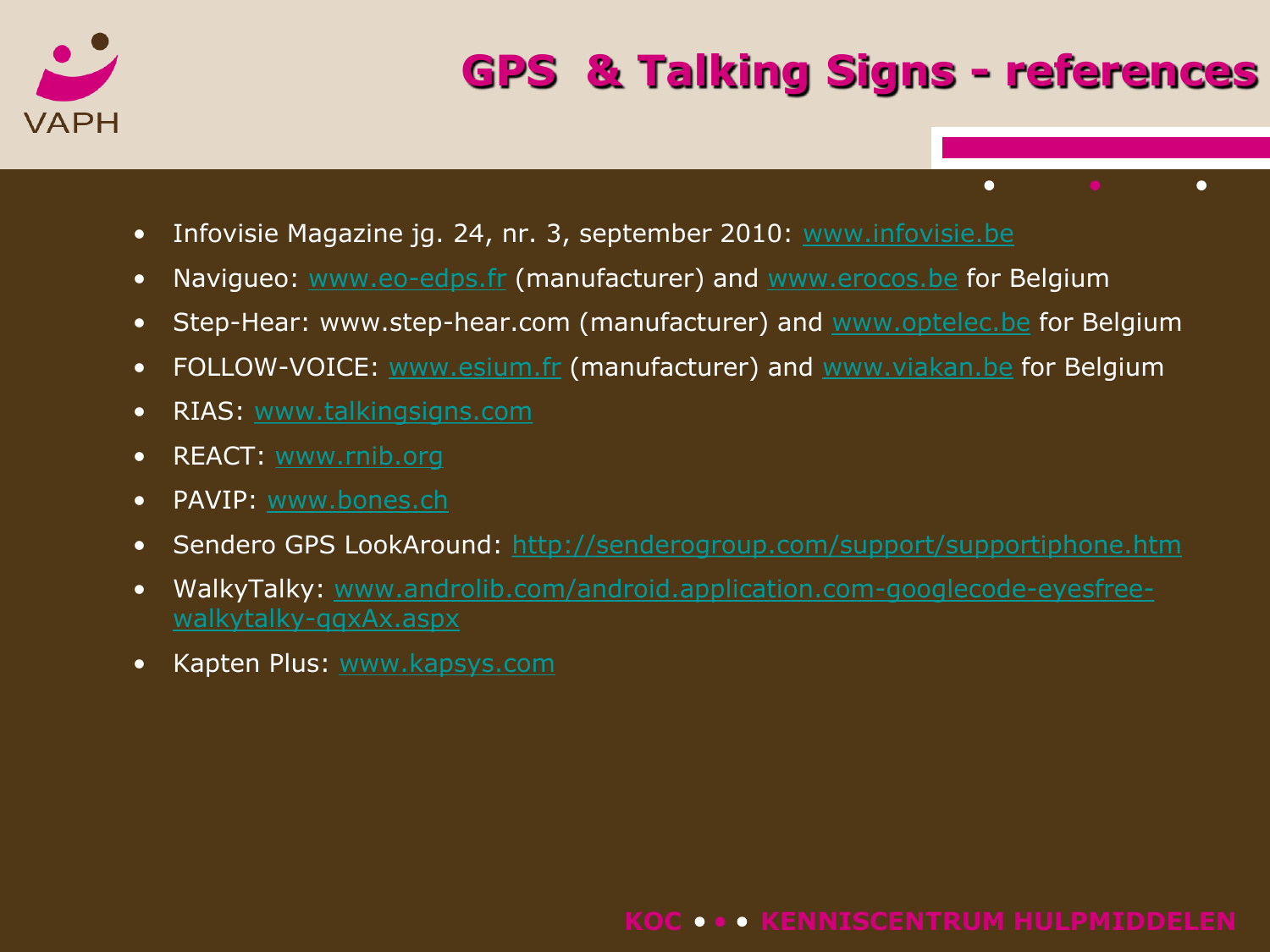# GPS & Talking Signs - references

- Infovisie Magazine jg. 24, nr. 3, september 2010: www.infovisie.be
- Navigueo: www.eo-edps.fr (manufacturer) and www.erocos.be for Belgium
- Step-Hear: www.step-hear.com (manufacturer) and www.optelec.be for Belgium
- FOLLOW-VOICE: www.esium.fr (manufacturer) and www.viakan.be for Belgium
- RIAS: www.talkingsigns.com
- REACT: www.rnib.org
- PAVIP: www.bones.ch
- Sendero GPS LookAround: http://senderogroup.com/support/supportiphone.htm
- WalkyTalky: www.androlib.com/android.application.com-googlecode-eyesfree-walkytalky-qqxAx.aspx
- Kapten Plus: www.kapsys.com